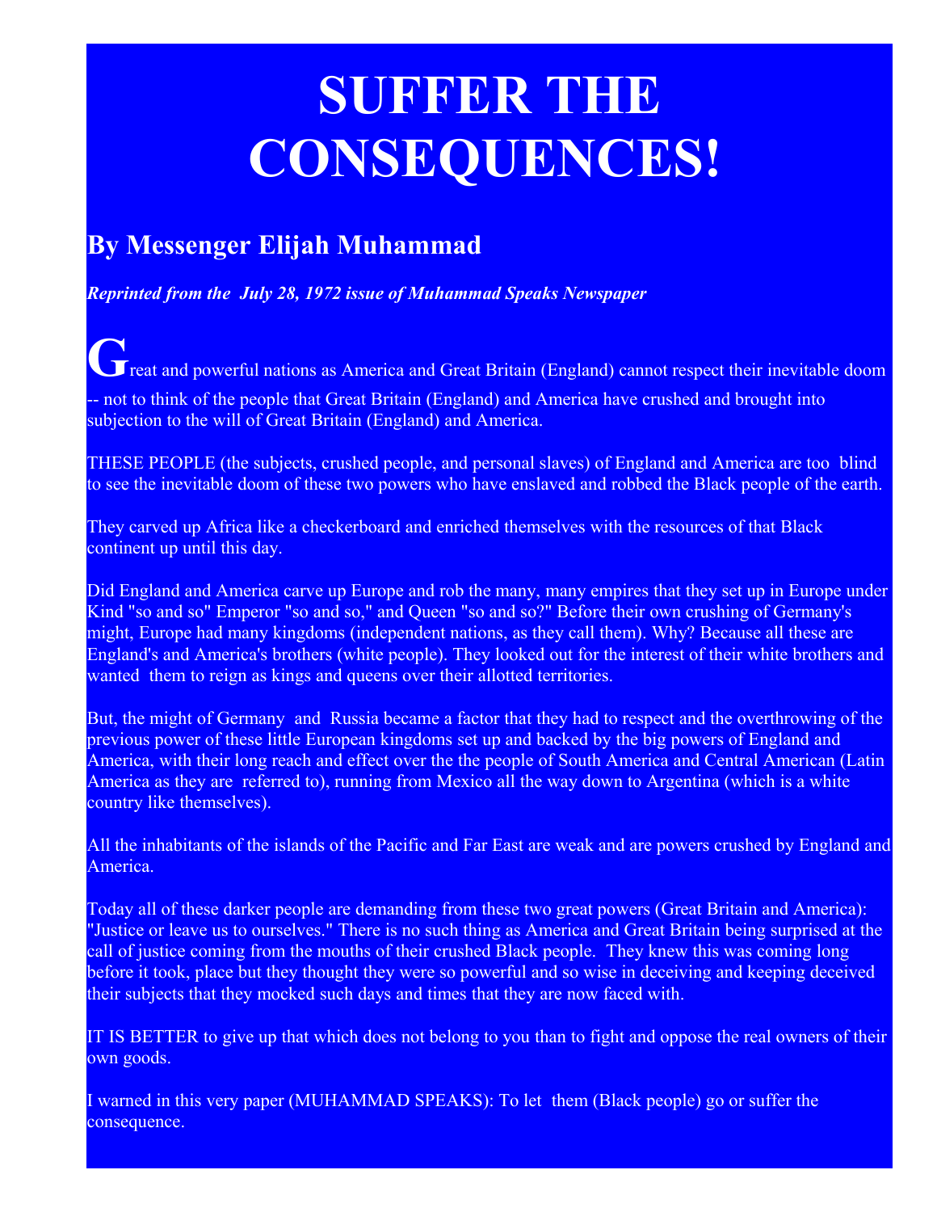# SUFFER THE CONSEQUENCES!

## By Messenger Elijah Muhammad

***Reprinted from the July 28, 1972 issue of Muhammad Speaks Newspaper***

Great and powerful nations as America and Great Britain (England) cannot respect their inevitable doom -- not to think of the people that Great Britain (England) and America have crushed and brought into subjection to the will of Great Britain (England) and America.

THESE PEOPLE (the subjects, crushed people, and personal slaves) of England and America are too blind to see the inevitable doom of these two powers who have enslaved and robbed the Black people of the earth.

They carved up Africa like a checkerboard and enriched themselves with the resources of that Black continent up until this day.

Did England and America carve up Europe and rob the many, many empires that they set up in Europe under Kind "so and so" Emperor "so and so," and Queen "so and so?" Before their own crushing of Germany's might, Europe had many kingdoms (independent nations, as they call them). Why? Because all these are England's and America's brothers (white people). They looked out for the interest of their white brothers and wanted them to reign as kings and queens over their allotted territories.

But, the might of Germany and Russia became a factor that they had to respect and the overthrowing of the previous power of these little European kingdoms set up and backed by the big powers of England and America, with their long reach and effect over the the people of South America and Central American (Latin America as they are referred to), running from Mexico all the way down to Argentina (which is a white country like themselves).

All the inhabitants of the islands of the Pacific and Far East are weak and are powers crushed by England and America.

Today all of these darker people are demanding from these two great powers (Great Britain and America): "Justice or leave us to ourselves." There is no such thing as America and Great Britain being surprised at the call of justice coming from the mouths of their crushed Black people. They knew this was coming long before it took, place but they thought they were so powerful and so wise in deceiving and keeping deceived their subjects that they mocked such days and times that they are now faced with.

IT IS BETTER to give up that which does not belong to you than to fight and oppose the real owners of their own goods.

I warned in this very paper (MUHAMMAD SPEAKS): To let them (Black people) go or suffer the consequence.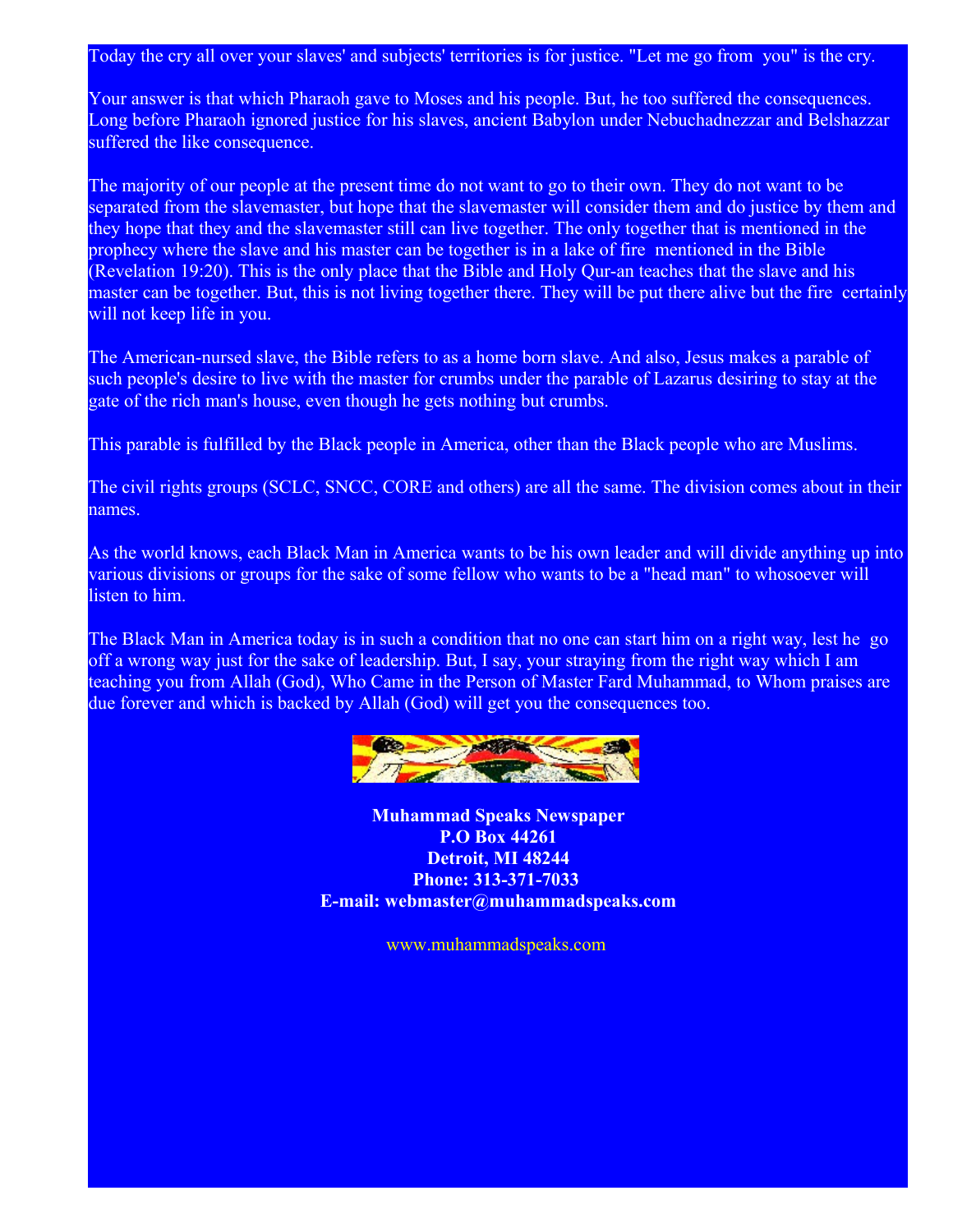Today the cry all over your slaves' and subjects' territories is for justice. "Let me go from you" is the cry.

Your answer is that which Pharaoh gave to Moses and his people. But, he too suffered the consequences. Long before Pharaoh ignored justice for his slaves, ancient Babylon under Nebuchadnezzar and Belshazzar suffered the like consequence.

The majority of our people at the present time do not want to go to their own. They do not want to be separated from the slavemaster, but hope that the slavemaster will consider them and do justice by them and they hope that they and the slavemaster still can live together. The only together that is mentioned in the prophecy where the slave and his master can be together is in a lake of fire mentioned in the Bible (Revelation 19:20). This is the only place that the Bible and Holy Qur-an teaches that the slave and his master can be together. But, this is not living together there. They will be put there alive but the fire certainly will not keep life in you.

The American-nursed slave, the Bible refers to as a home born slave. And also, Jesus makes a parable of such people's desire to live with the master for crumbs under the parable of Lazarus desiring to stay at the gate of the rich man's house, even though he gets nothing but crumbs.

This parable is fulfilled by the Black people in America, other than the Black people who are Muslims.

The civil rights groups (SCLC, SNCC, CORE and others) are all the same. The division comes about in their names.

As the world knows, each Black Man in America wants to be his own leader and will divide anything up into various divisions or groups for the sake of some fellow who wants to be a "head man" to whosoever will listen to him.

The Black Man in America today is in such a condition that no one can start him on a right way, lest he go off a wrong way just for the sake of leadership. But, I say, your straying from the right way which I am teaching you from Allah (God), Who Came in the Person of Master Fard Muhammad, to Whom praises are due forever and which is backed by Allah (God) will get you the consequences too.

**Muhammad Speaks Newspaper**
**P.O Box 44261**
**Detroit, MI 48244**
**Phone: 313-371-7033**
**E-mail: webmaster@muhammadspeaks.com**

www.muhammadspeaks.com